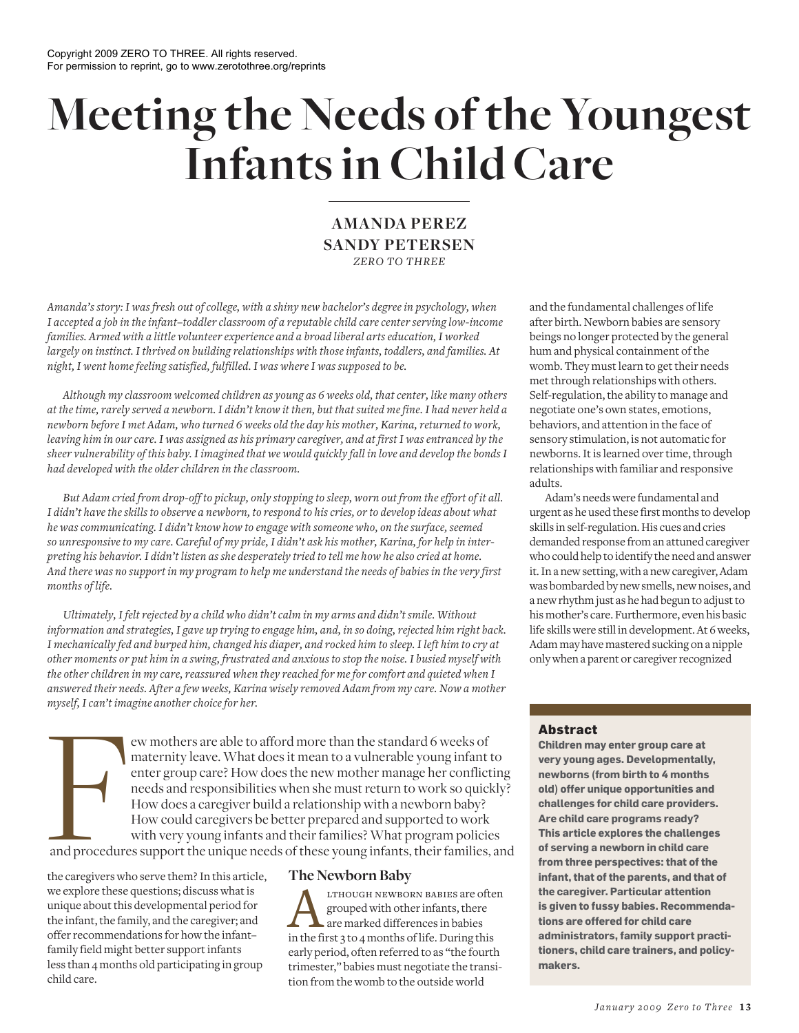Copyright 2009 ZERO TO THREE. All rights reserved.
For permission to reprint, go to www.zerotothree.org/reprints

# Meeting the Needs of the Youngest Infants in Child Care

**AMANDA PEREZ**
**SANDY PETERSEN**
*ZERO TO THREE*

*Amanda's story: I was fresh out of college, with a shiny new bachelor's degree in psychology, when I accepted a job in the infant–toddler classroom of a reputable child care center serving low-income families. Armed with a little volunteer experience and a broad liberal arts education, I worked largely on instinct. I thrived on building relationships with those infants, toddlers, and families. At night, I went home feeling satisfied, fulfilled. I was where I was supposed to be.*

*Although my classroom welcomed children as young as 6 weeks old, that center, like many others at the time, rarely served a newborn. I didn't know it then, but that suited me fine. I had never held a newborn before I met Adam, who turned 6 weeks old the day his mother, Karina, returned to work, leaving him in our care. I was assigned as his primary caregiver, and at first I was entranced by the sheer vulnerability of this baby. I imagined that we would quickly fall in love and develop the bonds I had developed with the older children in the classroom.*

*But Adam cried from drop-off to pickup, only stopping to sleep, worn out from the effort of it all. I didn't have the skills to observe a newborn, to respond to his cries, or to develop ideas about what he was communicating. I didn't know how to engage with someone who, on the surface, seemed so unresponsive to my care. Careful of my pride, I didn't ask his mother, Karina, for help in interpreting his behavior. I didn't listen as she desperately tried to tell me how he also cried at home. And there was no support in my program to help me understand the needs of babies in the very first months of life.*

*Ultimately, I felt rejected by a child who didn't calm in my arms and didn't smile. Without information and strategies, I gave up trying to engage him, and, in so doing, rejected him right back. I mechanically fed and burped him, changed his diaper, and rocked him to sleep. I left him to cry at other moments or put him in a swing, frustrated and anxious to stop the noise. I busied myself with the other children in my care, reassured when they reached for me for comfort and quieted when I answered their needs. After a few weeks, Karina wisely removed Adam from my care. Now a mother myself, I can't imagine another choice for her.*

Few mothers are able to afford more than the standard 6 weeks of maternity leave. What does it mean to a vulnerable young infant to enter group care? How does the new mother manage her conflicting needs and responsibilities when she must return to work so quickly? How does a caregiver build a relationship with a newborn baby? How could caregivers be better prepared and supported to work with very young infants and their families? What program policies and procedures support the unique needs of these young infants, their families, and the caregivers who serve them? In this article, we explore these questions; discuss what is unique about this developmental period for the infant, the family, and the caregiver; and offer recommendations for how the infant–family field might better support infants less than 4 months old participating in group child care.

## The Newborn Baby

Although newborn babies are often grouped with other infants, there are marked differences in babies in the first 3 to 4 months of life. During this early period, often referred to as "the fourth trimester," babies must negotiate the transition from the womb to the outside world and the fundamental challenges of life after birth. Newborn babies are sensory beings no longer protected by the general hum and physical containment of the womb. They must learn to get their needs met through relationships with others. Self-regulation, the ability to manage and negotiate one's own states, emotions, behaviors, and attention in the face of sensory stimulation, is not automatic for newborns. It is learned over time, through relationships with familiar and responsive adults.

Adam's needs were fundamental and urgent as he used these first months to develop skills in self-regulation. His cues and cries demanded response from an attuned caregiver who could help to identify the need and answer it. In a new setting, with a new caregiver, Adam was bombarded by new smells, new noises, and a new rhythm just as he had begun to adjust to his mother's care. Furthermore, even his basic life skills were still in development. At 6 weeks, Adam may have mastered sucking on a nipple only when a parent or caregiver recognized

**Abstract**

**Children may enter group care at very young ages. Developmentally, newborns (from birth to 4 months old) offer unique opportunities and challenges for child care providers. Are child care programs ready? This article explores the challenges of serving a newborn in child care from three perspectives: that of the infant, that of the parents, and that of the caregiver. Particular attention is given to fussy babies. Recommendations are offered for child care administrators, family support practitioners, child care trainers, and policymakers.**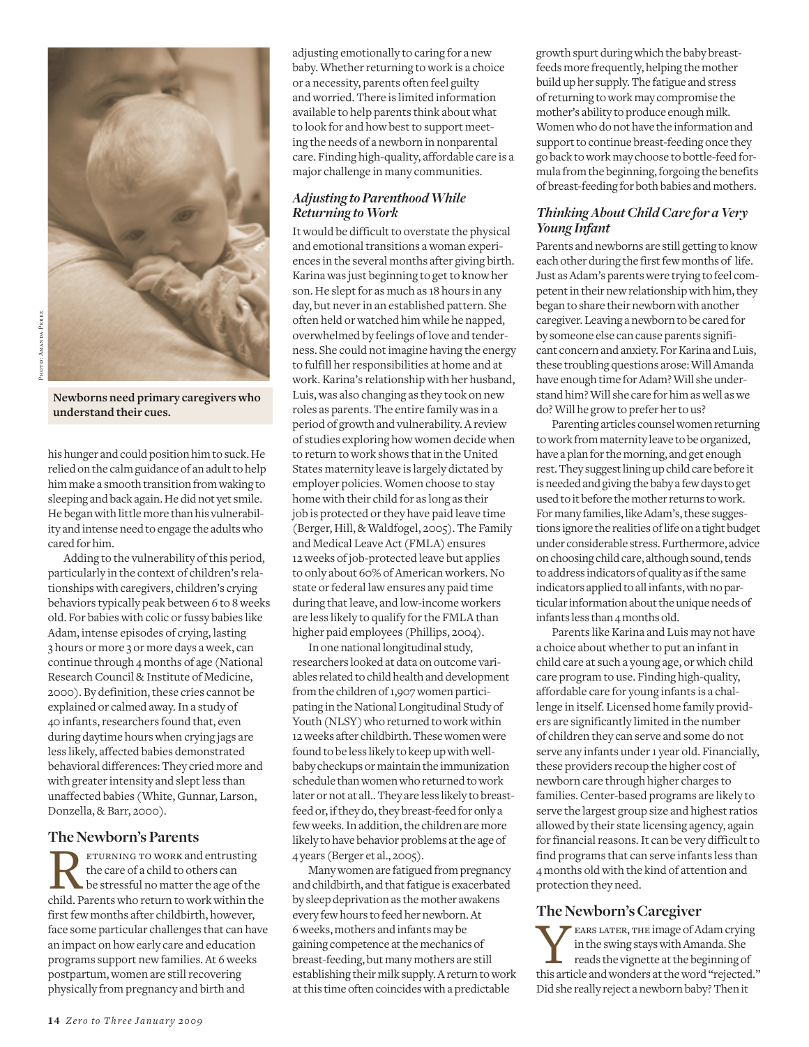Newborns need primary caregivers who understand their cues.

his hunger and could position him to suck. He relied on the calm guidance of an adult to help him make a smooth transition from waking to sleeping and back again. He did not yet smile. He began with little more than his vulnerability and intense need to engage the adults who cared for him.

Adding to the vulnerability of this period, particularly in the context of children's relationships with caregivers, children's crying behaviors typically peak between 6 to 8 weeks old. For babies with colic or fussy babies like Adam, intense episodes of crying, lasting 3 hours or more 3 or more days a week, can continue through 4 months of age (National Research Council & Institute of Medicine, 2000). By definition, these cries cannot be explained or calmed away. In a study of 40 infants, researchers found that, even during daytime hours when crying jags are less likely, affected babies demonstrated behavioral differences: They cried more and with greater intensity and slept less than unaffected babies (White, Gunnar, Larson, Donzella, & Barr, 2000).

## The Newborn's Parents

Returning to work and entrusting the care of a child to others can be stressful no matter the age of the child. Parents who return to work within the first few months after childbirth, however, face some particular challenges that can have an impact on how early care and education programs support new families. At 6 weeks postpartum, women are still recovering physically from pregnancy and birth and adjusting emotionally to caring for a new baby. Whether returning to work is a choice or a necessity, parents often feel guilty and worried. There is limited information available to help parents think about what to look for and how best to support meeting the needs of a newborn in nonparental care. Finding high-quality, affordable care is a major challenge in many communities.

### *Adjusting to Parenthood While Returning to Work*

It would be difficult to overstate the physical and emotional transitions a woman experiences in the several months after giving birth. Karina was just beginning to get to know her son. He slept for as much as 18 hours in any day, but never in an established pattern. She often held or watched him while he napped, overwhelmed by feelings of love and tenderness. She could not imagine having the energy to fulfill her responsibilities at home and at work. Karina's relationship with her husband, Luis, was also changing as they took on new roles as parents. The entire family was in a period of growth and vulnerability. A review of studies exploring how women decide when to return to work shows that in the United States maternity leave is largely dictated by employer policies. Women choose to stay home with their child for as long as their job is protected or they have paid leave time (Berger, Hill, & Waldfogel, 2005). The Family and Medical Leave Act (FMLA) ensures 12 weeks of job-protected leave but applies to only about 60% of American workers. No state or federal law ensures any paid time during that leave, and low-income workers are less likely to qualify for the FMLA than higher paid employees (Phillips, 2004).

In one national longitudinal study, researchers looked at data on outcome variables related to child health and development from the children of 1,907 women participating in the National Longitudinal Study of Youth (NLSY) who returned to work within 12 weeks after childbirth. These women were found to be less likely to keep up with well-baby checkups or maintain the immunization schedule than women who returned to work later or not at all.. They are less likely to breast-feed or, if they do, they breast-feed for only a few weeks. In addition, the children are more likely to have behavior problems at the age of 4 years (Berger et al., 2005).

Many women are fatigued from pregnancy and childbirth, and that fatigue is exacerbated by sleep deprivation as the mother awakens every few hours to feed her newborn. At 6 weeks, mothers and infants may be gaining competence at the mechanics of breast-feeding, but many mothers are still establishing their milk supply. A return to work at this time often coincides with a predictable growth spurt during which the baby breast-feeds more frequently, helping the mother build up her supply. The fatigue and stress of returning to work may compromise the mother's ability to produce enough milk. Women who do not have the information and support to continue breast-feeding once they go back to work may choose to bottle-feed formula from the beginning, forgoing the benefits of breast-feeding for both babies and mothers.

### *Thinking About Child Care for a Very Young Infant*

Parents and newborns are still getting to know each other during the first few months of life. Just as Adam's parents were trying to feel competent in their new relationship with him, they began to share their newborn with another caregiver. Leaving a newborn to be cared for by someone else can cause parents significant concern and anxiety. For Karina and Luis, these troubling questions arose: Will Amanda have enough time for Adam? Will she understand him? Will she care for him as well as we do? Will he grow to prefer her to us?

Parenting articles counsel women returning to work from maternity leave to be organized, have a plan for the morning, and get enough rest. They suggest lining up child care before it is needed and giving the baby a few days to get used to it before the mother returns to work. For many families, like Adam's, these suggestions ignore the realities of life on a tight budget under considerable stress. Furthermore, advice on choosing child care, although sound, tends to address indicators of quality as if the same indicators applied to all infants, with no particular information about the unique needs of infants less than 4 months old.

Parents like Karina and Luis may not have a choice about whether to put an infant in child care at such a young age, or which child care program to use. Finding high-quality, affordable care for young infants is a challenge in itself. Licensed home family providers are significantly limited in the number of children they can serve and some do not serve any infants under 1 year old. Financially, these providers recoup the higher cost of newborn care through higher charges to families. Center-based programs are likely to serve the largest group size and highest ratios allowed by their state licensing agency, again for financial reasons. It can be very difficult to find programs that can serve infants less than 4 months old with the kind of attention and protection they need.

## The Newborn's Caregiver

Years later, the image of Adam crying in the swing stays with Amanda. She reads the vignette at the beginning of this article and wonders at the word "rejected." Did she really reject a newborn baby? Then it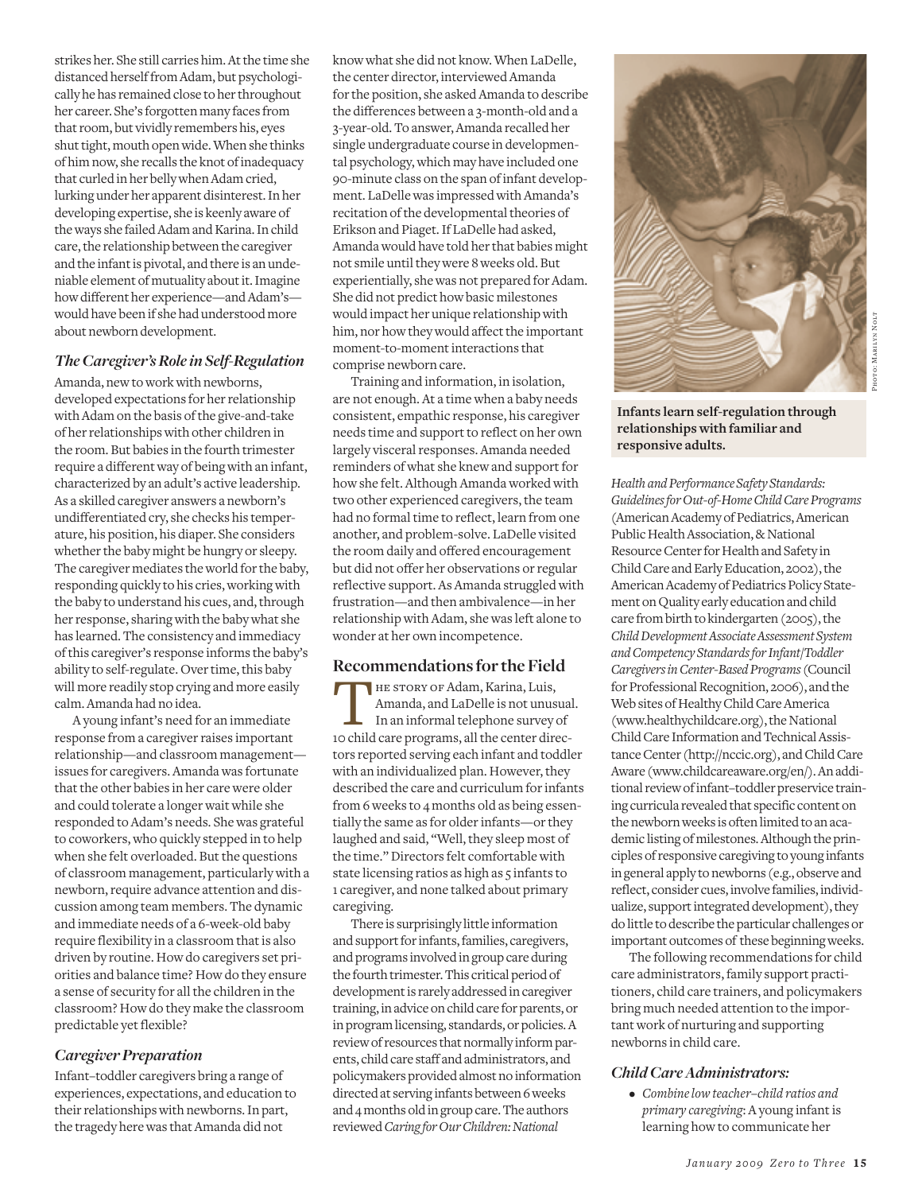strikes her. She still carries him. At the time she distanced herself from Adam, but psychologically he has remained close to her throughout her career. She's forgotten many faces from that room, but vividly remembers his, eyes shut tight, mouth open wide. When she thinks of him now, she recalls the knot of inadequacy that curled in her belly when Adam cried, lurking under her apparent disinterest. In her developing expertise, she is keenly aware of the ways she failed Adam and Karina. In child care, the relationship between the caregiver and the infant is pivotal, and there is an undeniable element of mutuality about it. Imagine how different her experience—and Adam's—would have been if she had understood more about newborn development.

### *The Caregiver's Role in Self-Regulation*

Amanda, new to work with newborns, developed expectations for her relationship with Adam on the basis of the give-and-take of her relationships with other children in the room. But babies in the fourth trimester require a different way of being with an infant, characterized by an adult's active leadership. As a skilled caregiver answers a newborn's undifferentiated cry, she checks his temperature, his position, his diaper. She considers whether the baby might be hungry or sleepy. The caregiver mediates the world for the baby, responding quickly to his cries, working with the baby to understand his cues, and, through her response, sharing with the baby what she has learned. The consistency and immediacy of this caregiver's response informs the baby's ability to self-regulate. Over time, this baby will more readily stop crying and more easily calm. Amanda had no idea.

A young infant's need for an immediate response from a caregiver raises important relationship—and classroom management—issues for caregivers. Amanda was fortunate that the other babies in her care were older and could tolerate a longer wait while she responded to Adam's needs. She was grateful to coworkers, who quickly stepped in to help when she felt overloaded. But the questions of classroom management, particularly with a newborn, require advance attention and discussion among team members. The dynamic and immediate needs of a 6-week-old baby require flexibility in a classroom that is also driven by routine. How do caregivers set priorities and balance time? How do they ensure a sense of security for all the children in the classroom? How do they make the classroom predictable yet flexible?

### *Caregiver Preparation*

Infant–toddler caregivers bring a range of experiences, expectations, and education to their relationships with newborns. In part, the tragedy here was that Amanda did not know what she did not know. When LaDelle, the center director, interviewed Amanda for the position, she asked Amanda to describe the differences between a 3-month-old and a 3-year-old. To answer, Amanda recalled her single undergraduate course in developmental psychology, which may have included one 90-minute class on the span of infant development. LaDelle was impressed with Amanda's recitation of the developmental theories of Erikson and Piaget. If LaDelle had asked, Amanda would have told her that babies might not smile until they were 8 weeks old. But experientially, she was not prepared for Adam. She did not predict how basic milestones would impact her unique relationship with him, nor how they would affect the important moment-to-moment interactions that comprise newborn care.

Training and information, in isolation, are not enough. At a time when a baby needs consistent, empathic response, his caregiver needs time and support to reflect on her own largely visceral responses. Amanda needed reminders of what she knew and support for how she felt. Although Amanda worked with two other experienced caregivers, the team had no formal time to reflect, learn from one another, and problem-solve. LaDelle visited the room daily and offered encouragement but did not offer her observations or regular reflective support. As Amanda struggled with frustration—and then ambivalence—in her relationship with Adam, she was left alone to wonder at her own incompetence.

## Recommendations for the Field

The story of Adam, Karina, Luis, Amanda, and LaDelle is not unusual. In an informal telephone survey of 10 child care programs, all the center directors reported serving each infant and toddler with an individualized plan. However, they described the care and curriculum for infants from 6 weeks to 4 months old as being essentially the same as for older infants—or they laughed and said, "Well, they sleep most of the time." Directors felt comfortable with state licensing ratios as high as 5 infants to 1 caregiver, and none talked about primary caregiving.

There is surprisingly little information and support for infants, families, caregivers, and programs involved in group care during the fourth trimester. This critical period of development is rarely addressed in caregiver training, in advice on child care for parents, or in program licensing, standards, or policies. A review of resources that normally inform parents, child care staff and administrators, and policymakers provided almost no information directed at serving infants between 6 weeks and 4 months old in group care. The authors reviewed *Caring for Our Children: National Health and Performance Safety Standards: Guidelines for Out-of-Home Child Care Programs* (American Academy of Pediatrics, American Public Health Association, & National Resource Center for Health and Safety in Child Care and Early Education, 2002), the American Academy of Pediatrics Policy Statement on Quality early education and child care from birth to kindergarten (2005), the *Child Development Associate Assessment System and Competency Standards for Infant/Toddler Caregivers in Center-Based Programs* (Council for Professional Recognition, 2006), and the Web sites of Healthy Child Care America (www.healthychildcare.org), the National Child Care Information and Technical Assistance Center (http://nccic.org), and Child Care Aware (www.childcareaware.org/en/). An additional review of infant–toddler preservice training curricula revealed that specific content on the newborn weeks is often limited to an academic listing of milestones. Although the principles of responsive caregiving to young infants in general apply to newborns (e.g., observe and reflect, consider cues, involve families, individualize, support integrated development), they do little to describe the particular challenges or important outcomes of these beginning weeks.

The following recommendations for child care administrators, family support practitioners, child care trainers, and policymakers bring much needed attention to the important work of nurturing and supporting newborns in child care.

**Infants learn self-regulation through relationships with familiar and responsive adults.**

### *Child Care Administrators:*

- *Combine low teacher–child ratios and primary caregiving*: A young infant is learning how to communicate her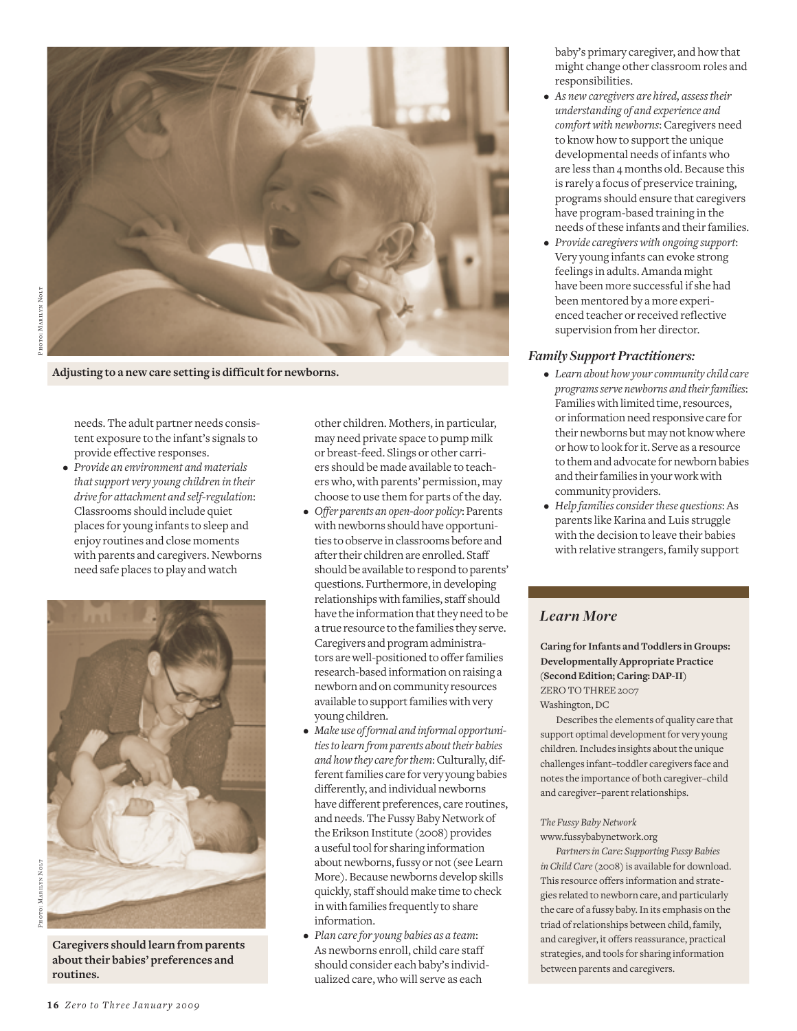Adjusting to a new care setting is difficult for newborns.

needs. The adult partner needs consistent exposure to the infant's signals to provide effective responses.

- *Provide an environment and materials that support very young children in their drive for attachment and self-regulation*: Classrooms should include quiet places for young infants to sleep and enjoy routines and close moments with parents and caregivers. Newborns need safe places to play and watch other children. Mothers, in particular, may need private space to pump milk or breast-feed. Slings or other carriers should be made available to teachers who, with parents' permission, may choose to use them for parts of the day.
- *Offer parents an open-door policy*: Parents with newborns should have opportunities to observe in classrooms before and after their children are enrolled. Staff should be available to respond to parents' questions. Furthermore, in developing relationships with families, staff should have the information that they need to be a true resource to the families they serve. Caregivers and program administrators are well-positioned to offer families research-based information on raising a newborn and on community resources available to support families with very young children.
- *Make use of formal and informal opportunities to learn from parents about their babies and how they care for them*: Culturally, different families care for very young babies differently, and individual newborns have different preferences, care routines, and needs. The Fussy Baby Network of the Erikson Institute (2008) provides a useful tool for sharing information about newborns, fussy or not (see Learn More). Because newborns develop skills quickly, staff should make time to check in with families frequently to share information.
- *Plan care for young babies as a team*: As newborns enroll, child care staff should consider each baby's individualized care, who will serve as each baby's primary caregiver, and how that might change other classroom roles and responsibilities.
- *As new caregivers are hired, assess their understanding of and experience and comfort with newborns*: Caregivers need to know how to support the unique developmental needs of infants who are less than 4 months old. Because this is rarely a focus of preservice training, programs should ensure that caregivers have program-based training in the needs of these infants and their families.
- *Provide caregivers with ongoing support*: Very young infants can evoke strong feelings in adults. Amanda might have been more successful if she had been mentored by a more experienced teacher or received reflective supervision from her director.

Caregivers should learn from parents about their babies' preferences and routines.

### *Family Support Practitioners:*

- *Learn about how your community child care programs serve newborns and their families*: Families with limited time, resources, or information need responsive care for their newborns but may not know where or how to look for it. Serve as a resource to them and advocate for newborn babies and their families in your work with community providers.
- *Help families consider these questions*: As parents like Karina and Luis struggle with the decision to leave their babies with relative strangers, family support

## *Learn More*

**Caring for Infants and Toddlers in Groups: Developmentally Appropriate Practice** (**Second Edition; Caring: DAP-II**)
ZERO TO THREE 2007
Washington, DC

Describes the elements of quality care that support optimal development for very young children. Includes insights about the unique challenges infant–toddler caregivers face and notes the importance of both caregiver–child and caregiver–parent relationships.

*The Fussy Baby Network*
www.fussybabynetwork.org

*Partners in Care: Supporting Fussy Babies in Child Care* (2008) is available for download. This resource offers information and strategies related to newborn care, and particularly the care of a fussy baby. In its emphasis on the triad of relationships between child, family, and caregiver, it offers reassurance, practical strategies, and tools for sharing information between parents and caregivers.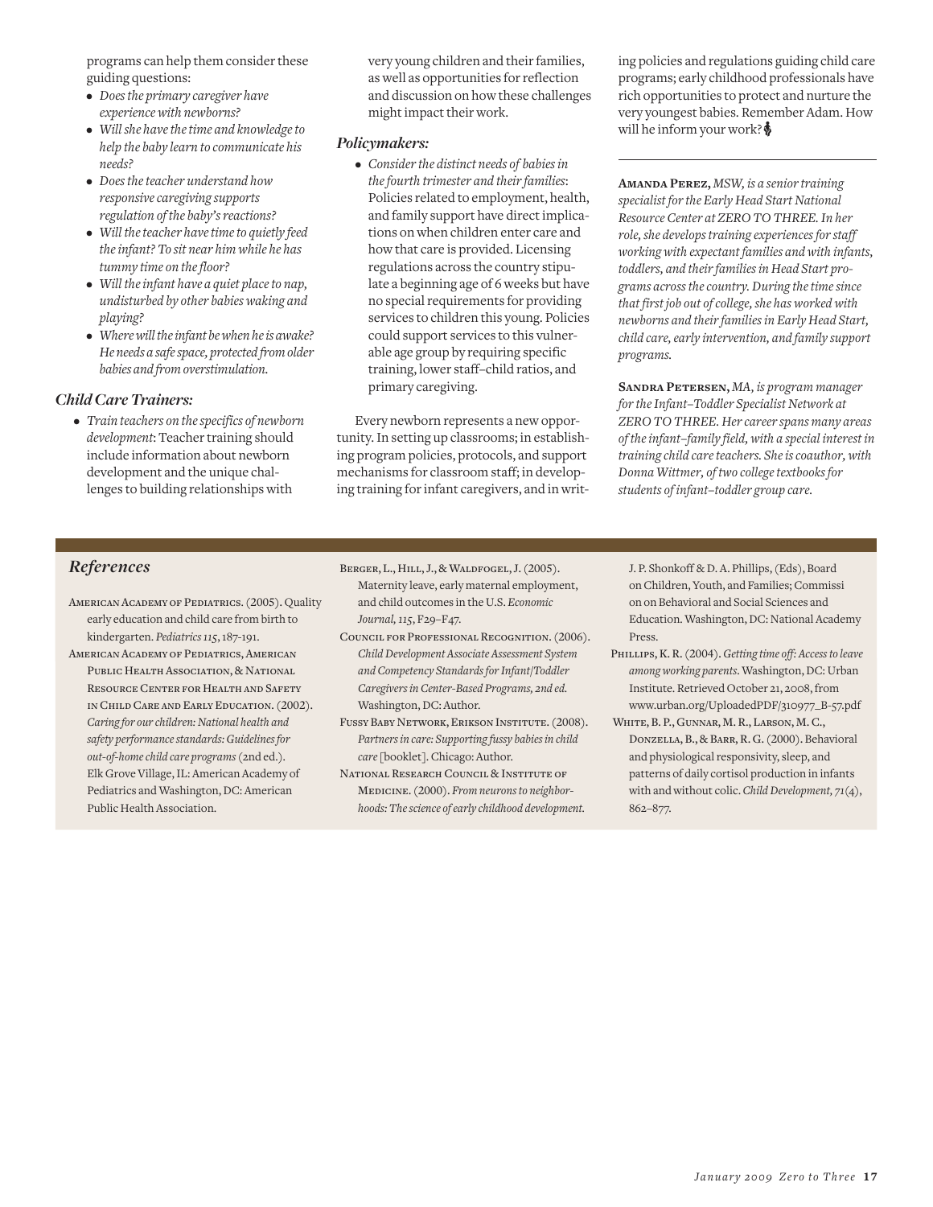programs can help them consider these guiding questions:

- *Does the primary caregiver have experience with newborns?*
- *Will she have the time and knowledge to help the baby learn to communicate his needs?*
- *Does the teacher understand how responsive caregiving supports regulation of the baby's reactions?*
- *Will the teacher have time to quietly feed the infant? To sit near him while he has tummy time on the floor?*
- *Will the infant have a quiet place to nap, undisturbed by other babies waking and playing?*
- *Where will the infant be when he is awake? He needs a safe space, protected from older babies and from overstimulation.*

### *Child Care Trainers:*

- *Train teachers on the specifics of newborn development*: Teacher training should include information about newborn development and the unique challenges to building relationships with very young children and their families, as well as opportunities for reflection and discussion on how these challenges might impact their work.

### *Policymakers:*

- *Consider the distinct needs of babies in the fourth trimester and their families*: Policies related to employment, health, and family support have direct implications on when children enter care and how that care is provided. Licensing regulations across the country stipulate a beginning age of 6 weeks but have no special requirements for providing services to children this young. Policies could support services to this vulnerable age group by requiring specific training, lower staff–child ratios, and primary caregiving.

Every newborn represents a new opportunity. In setting up classrooms; in establishing program policies, protocols, and support mechanisms for classroom staff; in developing training for infant caregivers, and in writing policies and regulations guiding child care programs; early childhood professionals have rich opportunities to protect and nurture the very youngest babies. Remember Adam. How will he inform your work?

---

**Amanda Perez,** *MSW, is a senior training specialist for the Early Head Start National Resource Center at ZERO TO THREE. In her role, she develops training experiences for staff working with expectant families and with infants, toddlers, and their families in Head Start programs across the country. During the time since that first job out of college, she has worked with newborns and their families in Early Head Start, child care, early intervention, and family support programs.*

**Sandra Petersen,** *MA, is program manager for the Infant–Toddler Specialist Network at ZERO TO THREE. Her career spans many areas of the infant–family field, with a special interest in training child care teachers. She is coauthor, with Donna Wittmer, of two college textbooks for students of infant–toddler group care.*

## *References*

American Academy of Pediatrics. (2005). Quality early education and child care from birth to kindergarten. *Pediatrics 115*, 187-191.

American Academy of Pediatrics, American Public Health Association, & National Resource Center for Health and Safety in Child Care and Early Education. (2002). *Caring for our children: National health and safety performance standards: Guidelines for out-of-home child care programs* (2nd ed.). Elk Grove Village, IL: American Academy of Pediatrics and Washington, DC: American Public Health Association.

Berger, L., Hill, J., & Waldfogel, J. (2005). Maternity leave, early maternal employment, and child outcomes in the U.S. *Economic Journal, 115*, F29–F47.

Council for Professional Recognition. (2006). *Child Development Associate Assessment System and Competency Standards for Infant/Toddler Caregivers in Center-Based Programs, 2nd ed.* Washington, DC: Author.

Fussy Baby Network, Erikson Institute. (2008). *Partners in care: Supporting fussy babies in child care* [booklet]. Chicago: Author.

National Research Council & Institute of Medicine. (2000). *From neurons to neighborhoods: The science of early childhood development.* J. P. Shonkoff & D. A. Phillips, (Eds), Board on Children, Youth, and Families; Commissi on on Behavioral and Social Sciences and Education. Washington, DC: National Academy Press.

Phillips, K. R. (2004). *Getting time off: Access to leave among working parents*. Washington, DC: Urban Institute. Retrieved October 21, 2008, from www.urban.org/UploadedPDF/310977_B-57.pdf

White, B. P., Gunnar, M. R., Larson, M. C., Donzella, B., & Barr, R. G. (2000). Behavioral and physiological responsivity, sleep, and patterns of daily cortisol production in infants with and without colic. *Child Development, 71*(4), 862–877.